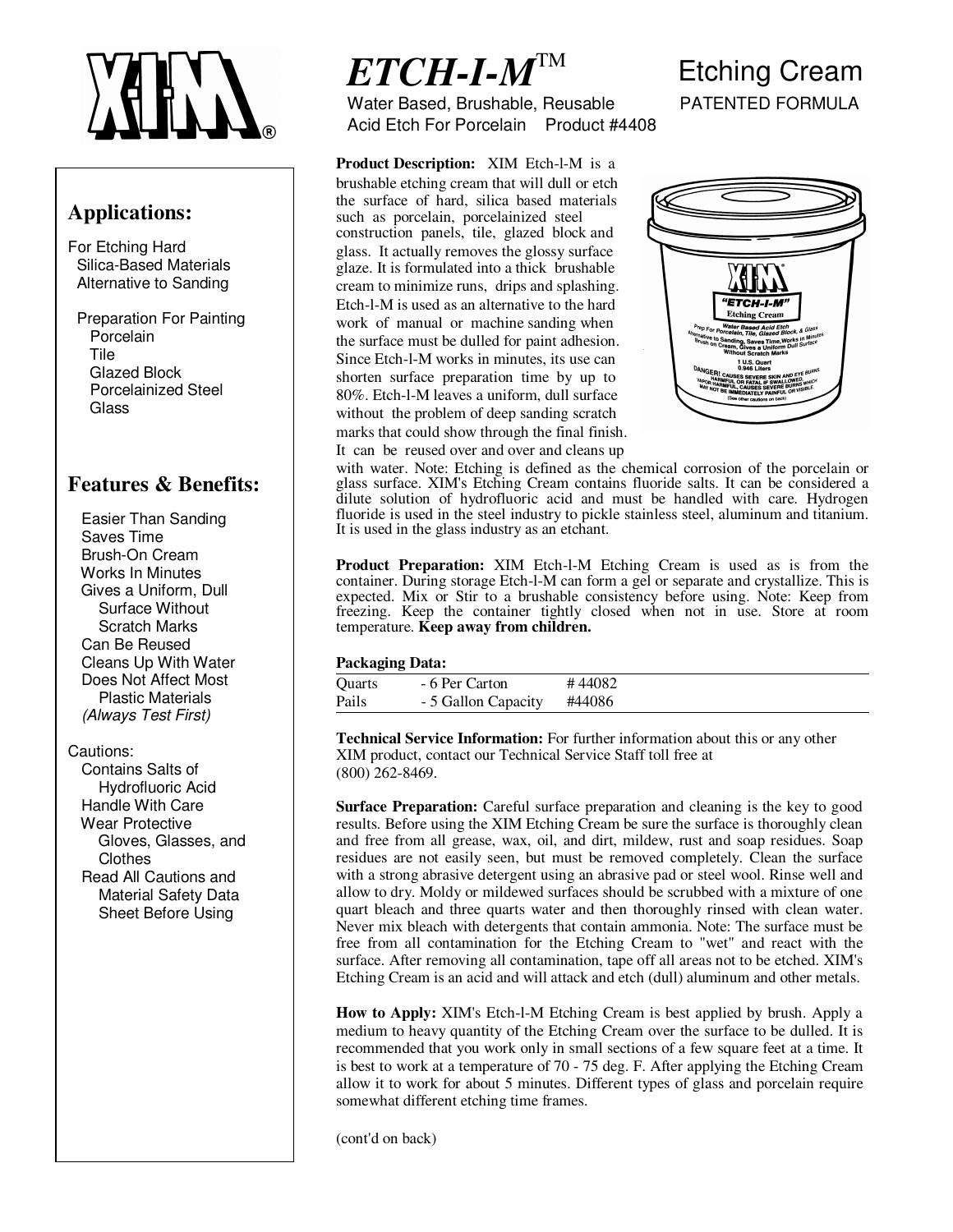# ETCH-I-M™

## Etching Cream

Water Based, Brushable, Reusable Acid Etch For Porcelain Product #4408

PATENTED FORMULA

## Applications:

For Etching Hard Silica-Based Materials Alternative to Sanding

Preparation For Painting
- Porcelain
- Tile
- Glazed Block
- Porcelainized Steel
- Glass

## Features & Benefits:

- Easier Than Sanding
- Saves Time
- Brush-On Cream
- Works In Minutes
- Gives a Uniform, Dull Surface Without Scratch Marks
- Can Be Reused
- Cleans Up With Water
- Does Not Affect Most Plastic Materials *(Always Test First)*

Cautions:
- Contains Salts of Hydrofluoric Acid
- Handle With Care
- Wear Protective Gloves, Glasses, and Clothes
- Read All Cautions and Material Safety Data Sheet Before Using

**Product Description:** XIM Etch-l-M is a brushable etching cream that will dull or etch the surface of hard, silica based materials such as porcelain, porcelainized steel construction panels, tile, glazed block and glass. It actually removes the glossy surface glaze. It is formulated into a thick brushable cream to minimize runs, drips and splashing. Etch-l-M is used as an alternative to the hard work of manual or machine sanding when the surface must be dulled for paint adhesion. Since Etch-l-M works in minutes, its use can shorten surface preparation time by up to 80%. Etch-l-M leaves a uniform, dull surface without the problem of deep sanding scratch marks that could show through the final finish. It can be reused over and over and cleans up with water. Note: Etching is defined as the chemical corrosion of the porcelain or glass surface. XIM's Etching Cream contains fluoride salts. It can be considered a dilute solution of hydrofluoric acid and must be handled with care. Hydrogen fluoride is used in the steel industry to pickle stainless steel, aluminum and titanium. It is used in the glass industry as an etchant.

**Product Preparation:** XIM Etch-l-M Etching Cream is used as is from the container. During storage Etch-l-M can form a gel or separate and crystallize. This is expected. Mix or Stir to a brushable consistency before using. Note: Keep from freezing. Keep the container tightly closed when not in use. Store at room temperature. **Keep away from children.**

**Packaging Data:**

| | | |
|---|---|---|
| Quarts | - 6 Per Carton | # 44082 |
| Pails | - 5 Gallon Capacity | #44086 |

**Technical Service Information:** For further information about this or any other XIM product, contact our Technical Service Staff toll free at (800) 262-8469.

**Surface Preparation:** Careful surface preparation and cleaning is the key to good results. Before using the XIM Etching Cream be sure the surface is thoroughly clean and free from all grease, wax, oil, and dirt, mildew, rust and soap residues. Soap residues are not easily seen, but must be removed completely. Clean the surface with a strong abrasive detergent using an abrasive pad or steel wool. Rinse well and allow to dry. Moldy or mildewed surfaces should be scrubbed with a mixture of one quart bleach and three quarts water and then thoroughly rinsed with clean water. Never mix bleach with detergents that contain ammonia. Note: The surface must be free from all contamination for the Etching Cream to "wet" and react with the surface. After removing all contamination, tape off all areas not to be etched. XIM's Etching Cream is an acid and will attack and etch (dull) aluminum and other metals.

**How to Apply:** XIM's Etch-l-M Etching Cream is best applied by brush. Apply a medium to heavy quantity of the Etching Cream over the surface to be dulled. It is recommended that you work only in small sections of a few square feet at a time. It is best to work at a temperature of 70 - 75 deg. F. After applying the Etching Cream allow it to work for about 5 minutes. Different types of glass and porcelain require somewhat different etching time frames.

(cont'd on back)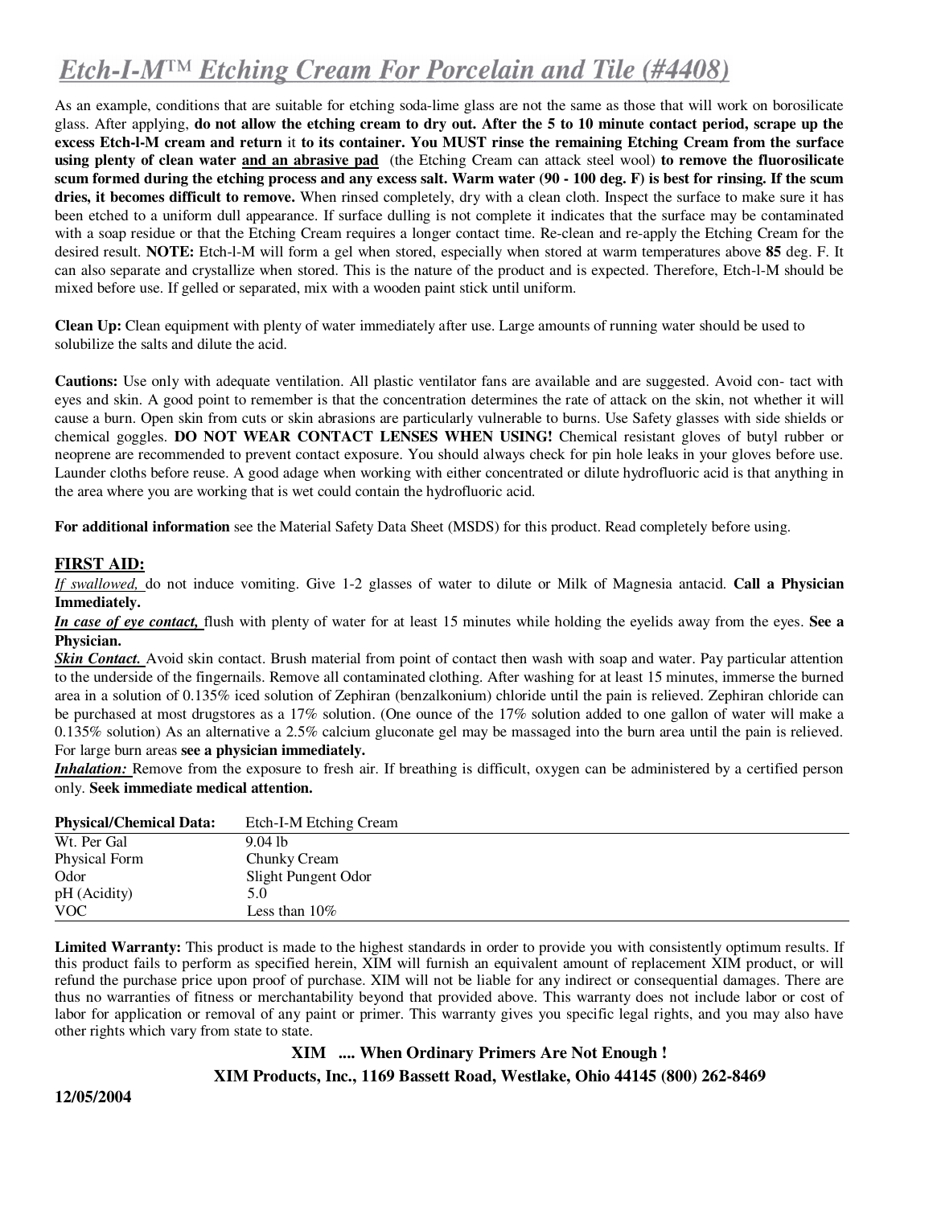# *Etch-I-M™ Etching Cream For Porcelain and Tile (#4408)*

As an example, conditions that are suitable for etching soda-lime glass are not the same as those that will work on borosilicate glass. After applying, **do not allow the etching cream to dry out. After the 5 to 10 minute contact period, scrape up the excess Etch-l-M cream and return** it **to its container. You MUST rinse the remaining Etching Cream from the surface using plenty of clean water and an abrasive pad** (the Etching Cream can attack steel wool) **to remove the fluorosilicate scum formed during the etching process and any excess salt. Warm water (90 - 100 deg. F) is best for rinsing. If the scum dries, it becomes difficult to remove.** When rinsed completely, dry with a clean cloth. Inspect the surface to make sure it has been etched to a uniform dull appearance. If surface dulling is not complete it indicates that the surface may be contaminated with a soap residue or that the Etching Cream requires a longer contact time. Re-clean and re-apply the Etching Cream for the desired result. **NOTE:** Etch-l-M will form a gel when stored, especially when stored at warm temperatures above **85** deg. F. It can also separate and crystallize when stored. This is the nature of the product and is expected. Therefore, Etch-l-M should be mixed before use. If gelled or separated, mix with a wooden paint stick until uniform.

**Clean Up:** Clean equipment with plenty of water immediately after use. Large amounts of running water should be used to solubilize the salts and dilute the acid.

**Cautions:** Use only with adequate ventilation. All plastic ventilator fans are available and are suggested. Avoid con- tact with eyes and skin. A good point to remember is that the concentration determines the rate of attack on the skin, not whether it will cause a burn. Open skin from cuts or skin abrasions are particularly vulnerable to burns. Use Safety glasses with side shields or chemical goggles. **DO NOT WEAR CONTACT LENSES WHEN USING!** Chemical resistant gloves of butyl rubber or neoprene are recommended to prevent contact exposure. You should always check for pin hole leaks in your gloves before use. Launder cloths before reuse. A good adage when working with either concentrated or dilute hydrofluoric acid is that anything in the area where you are working that is wet could contain the hydrofluoric acid.

**For additional information** see the Material Safety Data Sheet (MSDS) for this product. Read completely before using.

## FIRST AID:

*If swallowed,* do not induce vomiting. Give 1-2 glasses of water to dilute or Milk of Magnesia antacid. **Call a Physician Immediately.**

***In case of eye contact,*** flush with plenty of water for at least 15 minutes while holding the eyelids away from the eyes. **See a Physician.**

***Skin Contact.*** Avoid skin contact. Brush material from point of contact then wash with soap and water. Pay particular attention to the underside of the fingernails. Remove all contaminated clothing. After washing for at least 15 minutes, immerse the burned area in a solution of 0.135% iced solution of Zephiran (benzalkonium) chloride until the pain is relieved. Zephiran chloride can be purchased at most drugstores as a 17% solution. (One ounce of the 17% solution added to one gallon of water will make a 0.135% solution) As an alternative a 2.5% calcium gluconate gel may be massaged into the burn area until the pain is relieved. For large burn areas **see a physician immediately.**

***Inhalation:*** Remove from the exposure to fresh air. If breathing is difficult, oxygen can be administered by a certified person only. **Seek immediate medical attention.**

| **Physical/Chemical Data:** | Etch-I-M Etching Cream |
|---|---|
| Wt. Per Gal | 9.04 lb |
| Physical Form | Chunky Cream |
| Odor | Slight Pungent Odor |
| pH (Acidity) | 5.0 |
| VOC | Less than 10% |

**Limited Warranty:** This product is made to the highest standards in order to provide you with consistently optimum results. If this product fails to perform as specified herein, XIM will furnish an equivalent amount of replacement XIM product, or will refund the purchase price upon proof of purchase. XIM will not be liable for any indirect or consequential damages. There are thus no warranties of fitness or merchantability beyond that provided above. This warranty does not include labor or cost of labor for application or removal of any paint or primer. This warranty gives you specific legal rights, and you may also have other rights which vary from state to state.

**XIM .... When Ordinary Primers Are Not Enough !**

**XIM Products, Inc., 1169 Bassett Road, Westlake, Ohio 44145 (800) 262-8469**

**12/05/2004**